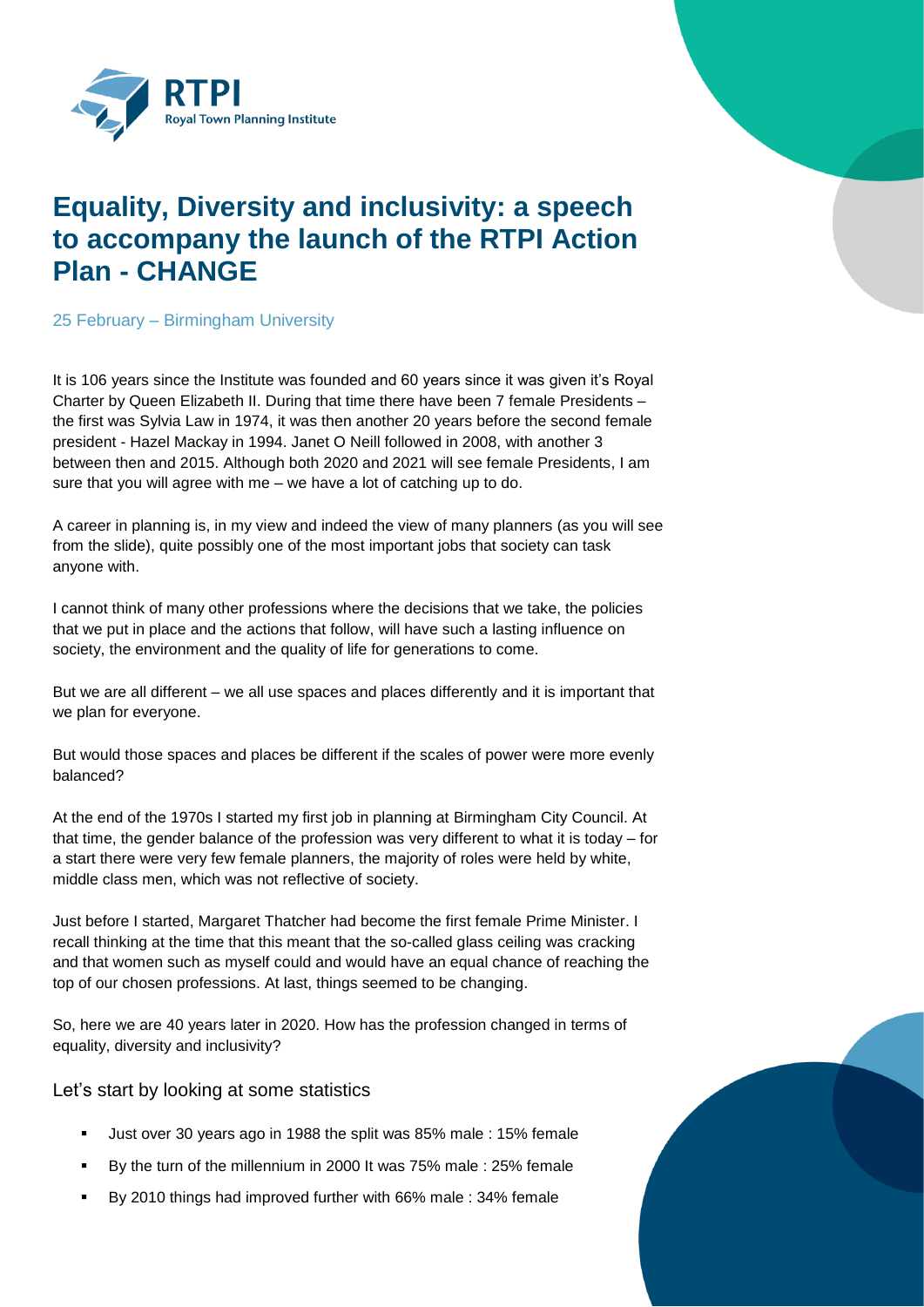# Equality, Diversity and inclusivity: a speech to accompany the launch of the RTPI Action Plan - CHANGE

25 February – Birmingham University

It is 106 years since the Institute was founded and 60 years since it was given it's Royal Charter by Queen Elizabeth II. During that time there have been 7 female Presidents – the first was Sylvia Law in 1974, it was then another 20 years before the second female president - Hazel Mackay in 1994. Janet O Neill followed in 2008, with another 3 between then and 2015. Although both 2020 and 2021 will see female Presidents, I am sure that you will agree with me – we have a lot of catching up to do.

A career in planning is, in my view and indeed the view of many planners (as you will see from the slide), quite possibly one of the most important jobs that society can task anyone with.

I cannot think of many other professions where the decisions that we take, the policies that we put in place and the actions that follow, will have such a lasting influence on society, the environment and the quality of life for generations to come.

But we are all different – we all use spaces and places differently and it is important that we plan for everyone.

But would those spaces and places be different if the scales of power were more evenly balanced?

At the end of the 1970s I started my first job in planning at Birmingham City Council. At that time, the gender balance of the profession was very different to what it is today – for a start there were very few female planners, the majority of roles were held by white, middle class men, which was not reflective of society.

Just before I started, Margaret Thatcher had become the first female Prime Minister. I recall thinking at the time that this meant that the so-called glass ceiling was cracking and that women such as myself could and would have an equal chance of reaching the top of our chosen professions. At last, things seemed to be changing.

So, here we are 40 years later in 2020. How has the profession changed in terms of equality, diversity and inclusivity?

## Let's start by looking at some statistics

- Just over 30 years ago in 1988 the split was 85% male : 15% female
- By the turn of the millennium in 2000 It was 75% male : 25% female
- By 2010 things had improved further with 66% male : 34% female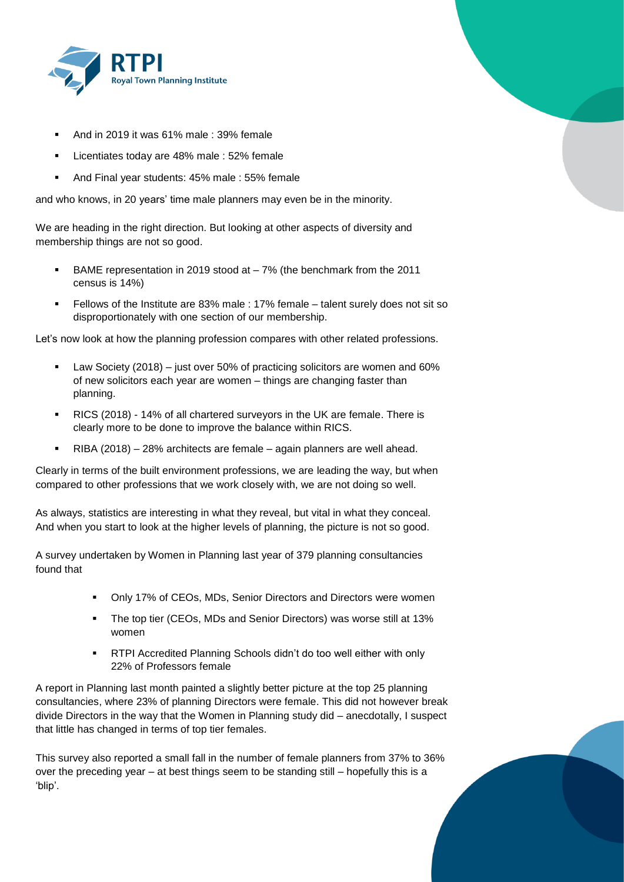- And in 2019 it was 61% male : 39% female
- Licentiates today are 48% male : 52% female
- And Final year students: 45% male : 55% female

and who knows, in 20 years' time male planners may even be in the minority.

We are heading in the right direction. But looking at other aspects of diversity and membership things are not so good.

- BAME representation in 2019 stood at – 7% (the benchmark from the 2011 census is 14%)
- Fellows of the Institute are 83% male : 17% female – talent surely does not sit so disproportionately with one section of our membership.

Let's now look at how the planning profession compares with other related professions.

- Law Society (2018) – just over 50% of practicing solicitors are women and 60% of new solicitors each year are women – things are changing faster than planning.
- RICS (2018) - 14% of all chartered surveyors in the UK are female. There is clearly more to be done to improve the balance within RICS.
- RIBA (2018) – 28% architects are female – again planners are well ahead.

Clearly in terms of the built environment professions, we are leading the way, but when compared to other professions that we work closely with, we are not doing so well.

As always, statistics are interesting in what they reveal, but vital in what they conceal. And when you start to look at the higher levels of planning, the picture is not so good.

A survey undertaken by Women in Planning last year of 379 planning consultancies found that

- Only 17% of CEOs, MDs, Senior Directors and Directors were women
- The top tier (CEOs, MDs and Senior Directors) was worse still at 13% women
- RTPI Accredited Planning Schools didn't do too well either with only 22% of Professors female

A report in Planning last month painted a slightly better picture at the top 25 planning consultancies, where 23% of planning Directors were female. This did not however break divide Directors in the way that the Women in Planning study did – anecdotally, I suspect that little has changed in terms of top tier females.

This survey also reported a small fall in the number of female planners from 37% to 36% over the preceding year – at best things seem to be standing still – hopefully this is a 'blip'.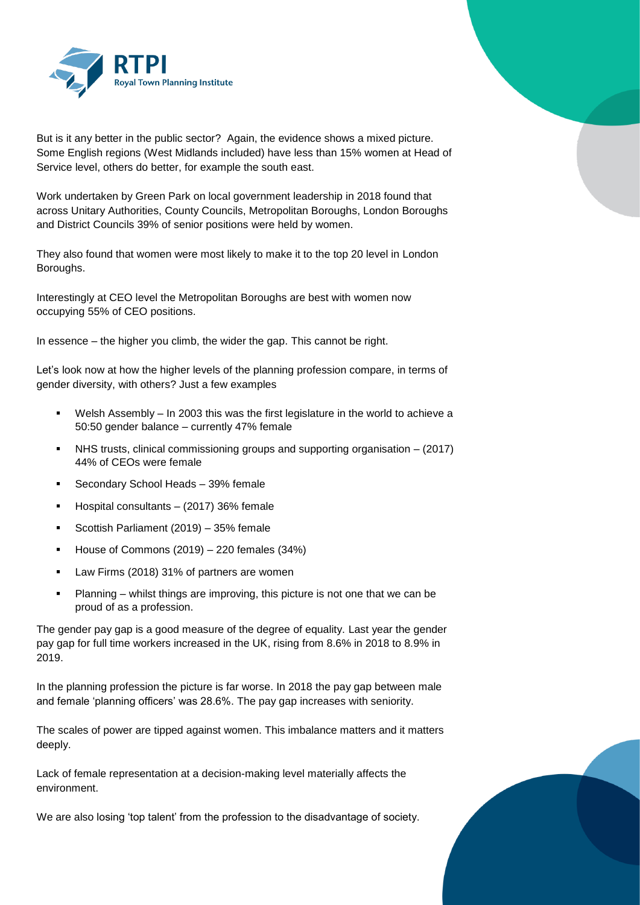But is it any better in the public sector? Again, the evidence shows a mixed picture. Some English regions (West Midlands included) have less than 15% women at Head of Service level, others do better, for example the south east.

Work undertaken by Green Park on local government leadership in 2018 found that across Unitary Authorities, County Councils, Metropolitan Boroughs, London Boroughs and District Councils 39% of senior positions were held by women.

They also found that women were most likely to make it to the top 20 level in London Boroughs.

Interestingly at CEO level the Metropolitan Boroughs are best with women now occupying 55% of CEO positions.

In essence – the higher you climb, the wider the gap. This cannot be right.

Let's look now at how the higher levels of the planning profession compare, in terms of gender diversity, with others? Just a few examples

- Welsh Assembly – In 2003 this was the first legislature in the world to achieve a 50:50 gender balance – currently 47% female
- NHS trusts, clinical commissioning groups and supporting organisation – (2017) 44% of CEOs were female
- Secondary School Heads – 39% female
- Hospital consultants – (2017) 36% female
- Scottish Parliament (2019) – 35% female
- House of Commons (2019) – 220 females (34%)
- Law Firms (2018) 31% of partners are women
- Planning – whilst things are improving, this picture is not one that we can be proud of as a profession.

The gender pay gap is a good measure of the degree of equality. Last year the gender pay gap for full time workers increased in the UK, rising from 8.6% in 2018 to 8.9% in 2019.

In the planning profession the picture is far worse. In 2018 the pay gap between male and female 'planning officers' was 28.6%. The pay gap increases with seniority.

The scales of power are tipped against women. This imbalance matters and it matters deeply.

Lack of female representation at a decision-making level materially affects the environment.

We are also losing 'top talent' from the profession to the disadvantage of society.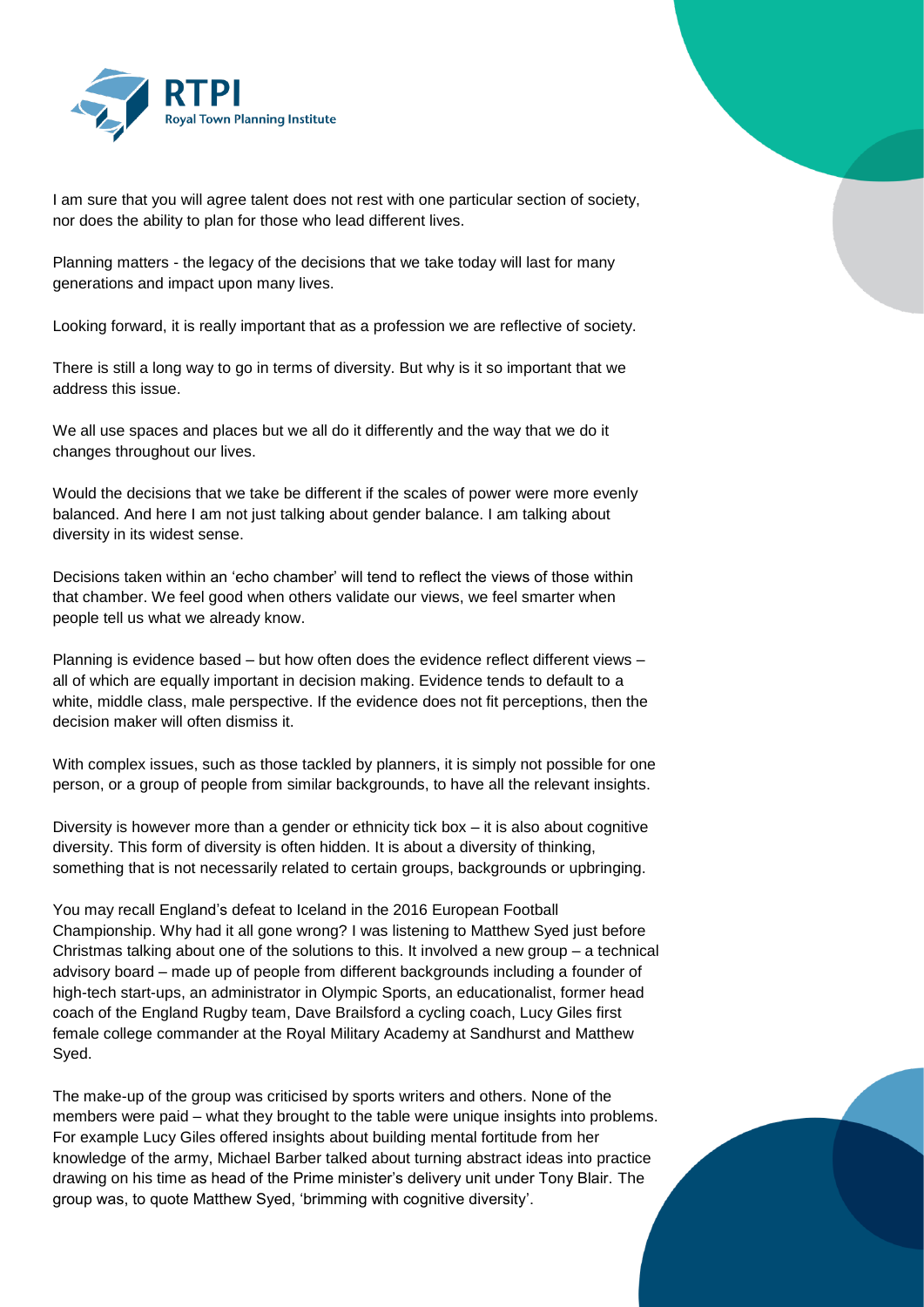I am sure that you will agree talent does not rest with one particular section of society, nor does the ability to plan for those who lead different lives.

Planning matters - the legacy of the decisions that we take today will last for many generations and impact upon many lives.

Looking forward, it is really important that as a profession we are reflective of society.

There is still a long way to go in terms of diversity. But why is it so important that we address this issue.

We all use spaces and places but we all do it differently and the way that we do it changes throughout our lives.

Would the decisions that we take be different if the scales of power were more evenly balanced. And here I am not just talking about gender balance. I am talking about diversity in its widest sense.

Decisions taken within an 'echo chamber' will tend to reflect the views of those within that chamber. We feel good when others validate our views, we feel smarter when people tell us what we already know.

Planning is evidence based – but how often does the evidence reflect different views – all of which are equally important in decision making. Evidence tends to default to a white, middle class, male perspective. If the evidence does not fit perceptions, then the decision maker will often dismiss it.

With complex issues, such as those tackled by planners, it is simply not possible for one person, or a group of people from similar backgrounds, to have all the relevant insights.

Diversity is however more than a gender or ethnicity tick box – it is also about cognitive diversity. This form of diversity is often hidden. It is about a diversity of thinking, something that is not necessarily related to certain groups, backgrounds or upbringing.

You may recall England's defeat to Iceland in the 2016 European Football Championship. Why had it all gone wrong? I was listening to Matthew Syed just before Christmas talking about one of the solutions to this. It involved a new group – a technical advisory board – made up of people from different backgrounds including a founder of high-tech start-ups, an administrator in Olympic Sports, an educationalist, former head coach of the England Rugby team, Dave Brailsford a cycling coach, Lucy Giles first female college commander at the Royal Military Academy at Sandhurst and Matthew Syed.

The make-up of the group was criticised by sports writers and others. None of the members were paid – what they brought to the table were unique insights into problems. For example Lucy Giles offered insights about building mental fortitude from her knowledge of the army, Michael Barber talked about turning abstract ideas into practice drawing on his time as head of the Prime minister's delivery unit under Tony Blair. The group was, to quote Matthew Syed, 'brimming with cognitive diversity'.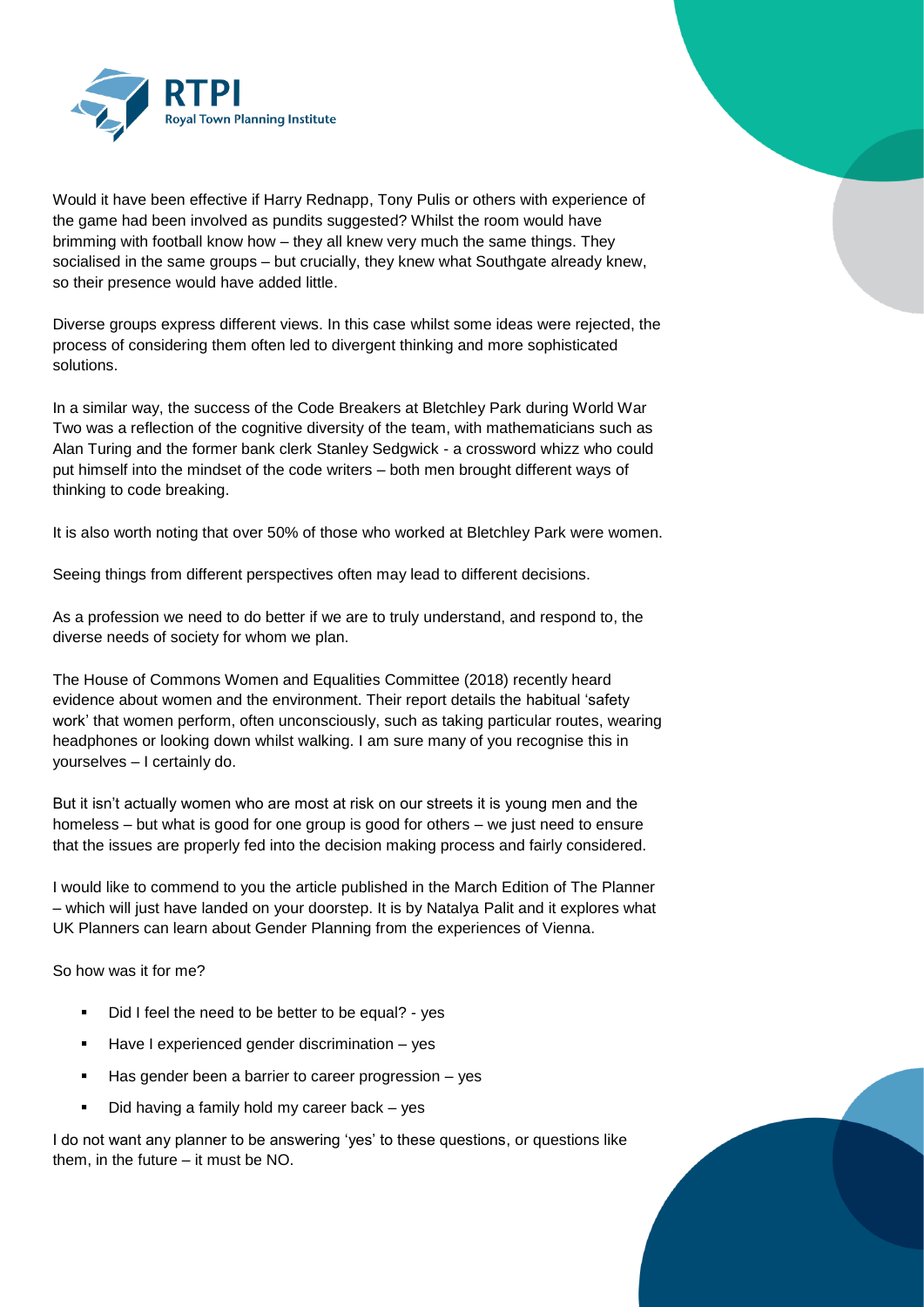Would it have been effective if Harry Rednapp, Tony Pulis or others with experience of the game had been involved as pundits suggested? Whilst the room would have brimming with football know how – they all knew very much the same things. They socialised in the same groups – but crucially, they knew what Southgate already knew, so their presence would have added little.

Diverse groups express different views. In this case whilst some ideas were rejected, the process of considering them often led to divergent thinking and more sophisticated solutions.

In a similar way, the success of the Code Breakers at Bletchley Park during World War Two was a reflection of the cognitive diversity of the team, with mathematicians such as Alan Turing and the former bank clerk Stanley Sedgwick - a crossword whizz who could put himself into the mindset of the code writers – both men brought different ways of thinking to code breaking.

It is also worth noting that over 50% of those who worked at Bletchley Park were women.

Seeing things from different perspectives often may lead to different decisions.

As a profession we need to do better if we are to truly understand, and respond to, the diverse needs of society for whom we plan.

The House of Commons Women and Equalities Committee (2018) recently heard evidence about women and the environment. Their report details the habitual 'safety work' that women perform, often unconsciously, such as taking particular routes, wearing headphones or looking down whilst walking. I am sure many of you recognise this in yourselves – I certainly do.

But it isn't actually women who are most at risk on our streets it is young men and the homeless – but what is good for one group is good for others – we just need to ensure that the issues are properly fed into the decision making process and fairly considered.

I would like to commend to you the article published in the March Edition of The Planner – which will just have landed on your doorstep. It is by Natalya Palit and it explores what UK Planners can learn about Gender Planning from the experiences of Vienna.

So how was it for me?

- Did I feel the need to be better to be equal? - yes
- Have I experienced gender discrimination – yes
- Has gender been a barrier to career progression – yes
- Did having a family hold my career back – yes

I do not want any planner to be answering 'yes' to these questions, or questions like them, in the future – it must be NO.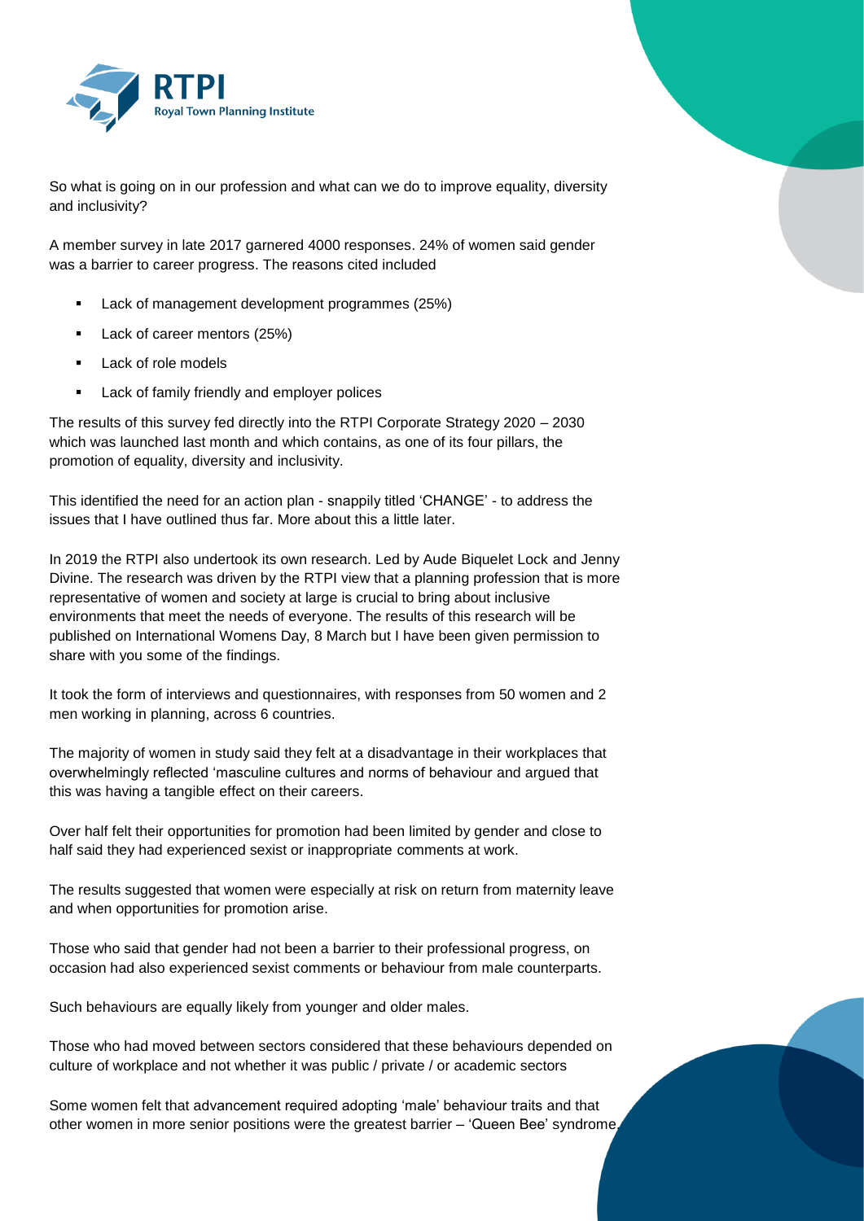So what is going on in our profession and what can we do to improve equality, diversity and inclusivity?

A member survey in late 2017 garnered 4000 responses. 24% of women said gender was a barrier to career progress. The reasons cited included

- Lack of management development programmes (25%)
- Lack of career mentors (25%)
- Lack of role models
- Lack of family friendly and employer polices

The results of this survey fed directly into the RTPI Corporate Strategy 2020 – 2030 which was launched last month and which contains, as one of its four pillars, the promotion of equality, diversity and inclusivity.

This identified the need for an action plan - snappily titled 'CHANGE' - to address the issues that I have outlined thus far. More about this a little later.

In 2019 the RTPI also undertook its own research. Led by Aude Biquelet Lock and Jenny Divine. The research was driven by the RTPI view that a planning profession that is more representative of women and society at large is crucial to bring about inclusive environments that meet the needs of everyone. The results of this research will be published on International Womens Day, 8 March but I have been given permission to share with you some of the findings.

It took the form of interviews and questionnaires, with responses from 50 women and 2 men working in planning, across 6 countries.

The majority of women in study said they felt at a disadvantage in their workplaces that overwhelmingly reflected 'masculine cultures and norms of behaviour and argued that this was having a tangible effect on their careers.

Over half felt their opportunities for promotion had been limited by gender and close to half said they had experienced sexist or inappropriate comments at work.

The results suggested that women were especially at risk on return from maternity leave and when opportunities for promotion arise.

Those who said that gender had not been a barrier to their professional progress, on occasion had also experienced sexist comments or behaviour from male counterparts.

Such behaviours are equally likely from younger and older males.

Those who had moved between sectors considered that these behaviours depended on culture of workplace and not whether it was public / private / or academic sectors

Some women felt that advancement required adopting 'male' behaviour traits and that other women in more senior positions were the greatest barrier – 'Queen Bee' syndrome.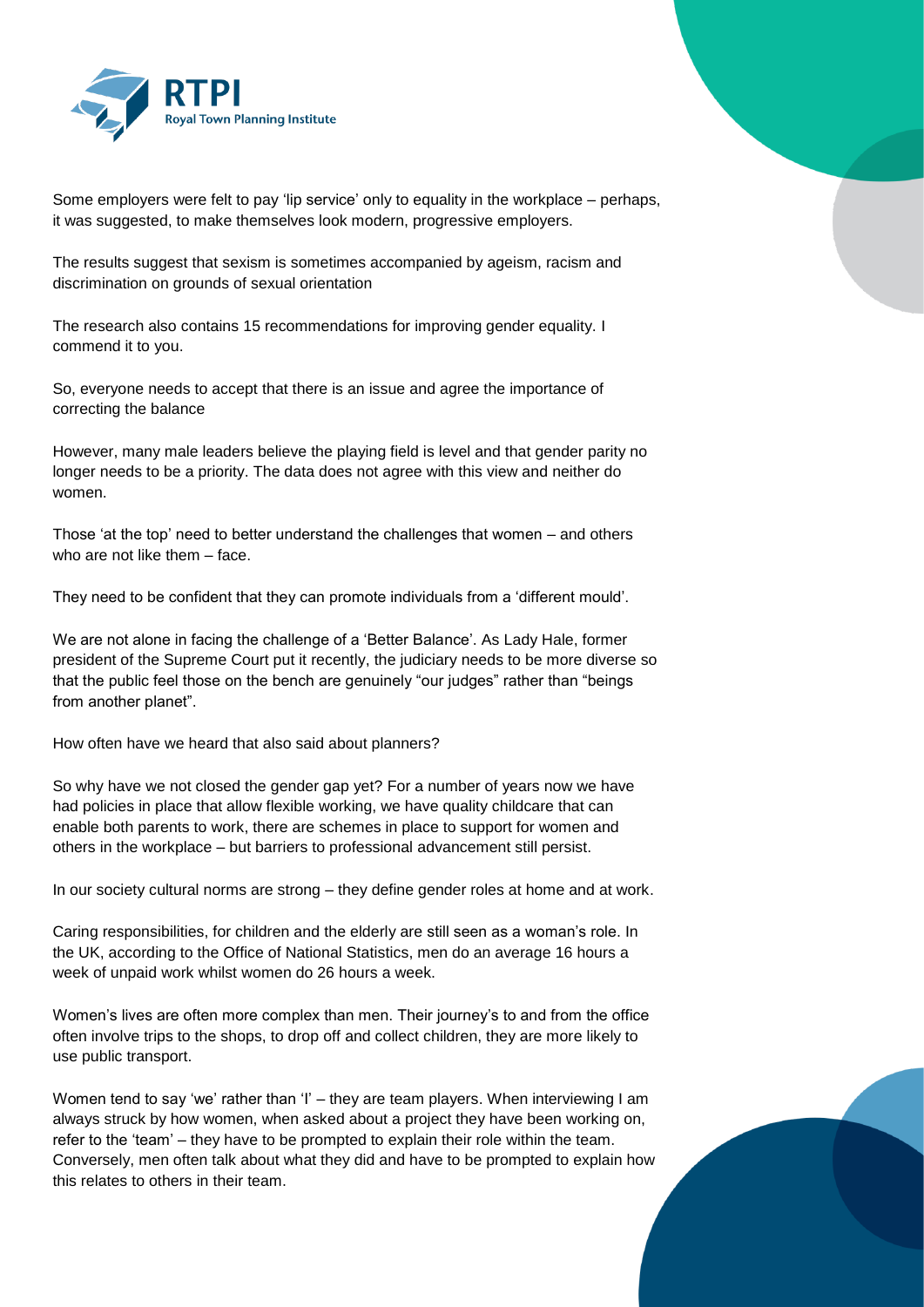Some employers were felt to pay 'lip service' only to equality in the workplace – perhaps, it was suggested, to make themselves look modern, progressive employers.

The results suggest that sexism is sometimes accompanied by ageism, racism and discrimination on grounds of sexual orientation

The research also contains 15 recommendations for improving gender equality. I commend it to you.

So, everyone needs to accept that there is an issue and agree the importance of correcting the balance

However, many male leaders believe the playing field is level and that gender parity no longer needs to be a priority. The data does not agree with this view and neither do women.

Those 'at the top' need to better understand the challenges that women – and others who are not like them – face.

They need to be confident that they can promote individuals from a 'different mould'.

We are not alone in facing the challenge of a 'Better Balance'. As Lady Hale, former president of the Supreme Court put it recently, the judiciary needs to be more diverse so that the public feel those on the bench are genuinely "our judges" rather than "beings from another planet".

How often have we heard that also said about planners?

So why have we not closed the gender gap yet? For a number of years now we have had policies in place that allow flexible working, we have quality childcare that can enable both parents to work, there are schemes in place to support for women and others in the workplace – but barriers to professional advancement still persist.

In our society cultural norms are strong – they define gender roles at home and at work.

Caring responsibilities, for children and the elderly are still seen as a woman's role. In the UK, according to the Office of National Statistics, men do an average 16 hours a week of unpaid work whilst women do 26 hours a week.

Women's lives are often more complex than men. Their journey's to and from the office often involve trips to the shops, to drop off and collect children, they are more likely to use public transport.

Women tend to say 'we' rather than 'I' – they are team players. When interviewing I am always struck by how women, when asked about a project they have been working on, refer to the 'team' – they have to be prompted to explain their role within the team. Conversely, men often talk about what they did and have to be prompted to explain how this relates to others in their team.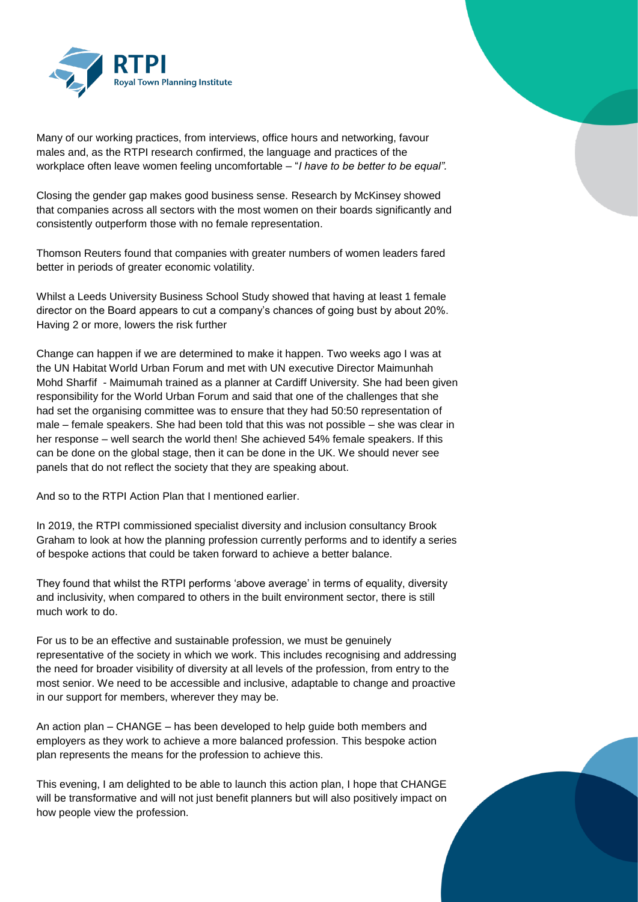Many of our working practices, from interviews, office hours and networking, favour males and, as the RTPI research confirmed, the language and practices of the workplace often leave women feeling uncomfortable – "*I have to be better to be equal".*

Closing the gender gap makes good business sense. Research by McKinsey showed that companies across all sectors with the most women on their boards significantly and consistently outperform those with no female representation.

Thomson Reuters found that companies with greater numbers of women leaders fared better in periods of greater economic volatility.

Whilst a Leeds University Business School Study showed that having at least 1 female director on the Board appears to cut a company's chances of going bust by about 20%. Having 2 or more, lowers the risk further

Change can happen if we are determined to make it happen. Two weeks ago I was at the UN Habitat World Urban Forum and met with UN executive Director Maimunhah Mohd Sharfif - Maimumah trained as a planner at Cardiff University. She had been given responsibility for the World Urban Forum and said that one of the challenges that she had set the organising committee was to ensure that they had 50:50 representation of male – female speakers. She had been told that this was not possible – she was clear in her response – well search the world then! She achieved 54% female speakers. If this can be done on the global stage, then it can be done in the UK. We should never see panels that do not reflect the society that they are speaking about.

And so to the RTPI Action Plan that I mentioned earlier.

In 2019, the RTPI commissioned specialist diversity and inclusion consultancy Brook Graham to look at how the planning profession currently performs and to identify a series of bespoke actions that could be taken forward to achieve a better balance.

They found that whilst the RTPI performs 'above average' in terms of equality, diversity and inclusivity, when compared to others in the built environment sector, there is still much work to do.

For us to be an effective and sustainable profession, we must be genuinely representative of the society in which we work. This includes recognising and addressing the need for broader visibility of diversity at all levels of the profession, from entry to the most senior. We need to be accessible and inclusive, adaptable to change and proactive in our support for members, wherever they may be.

An action plan – CHANGE – has been developed to help guide both members and employers as they work to achieve a more balanced profession. This bespoke action plan represents the means for the profession to achieve this.

This evening, I am delighted to be able to launch this action plan, I hope that CHANGE will be transformative and will not just benefit planners but will also positively impact on how people view the profession.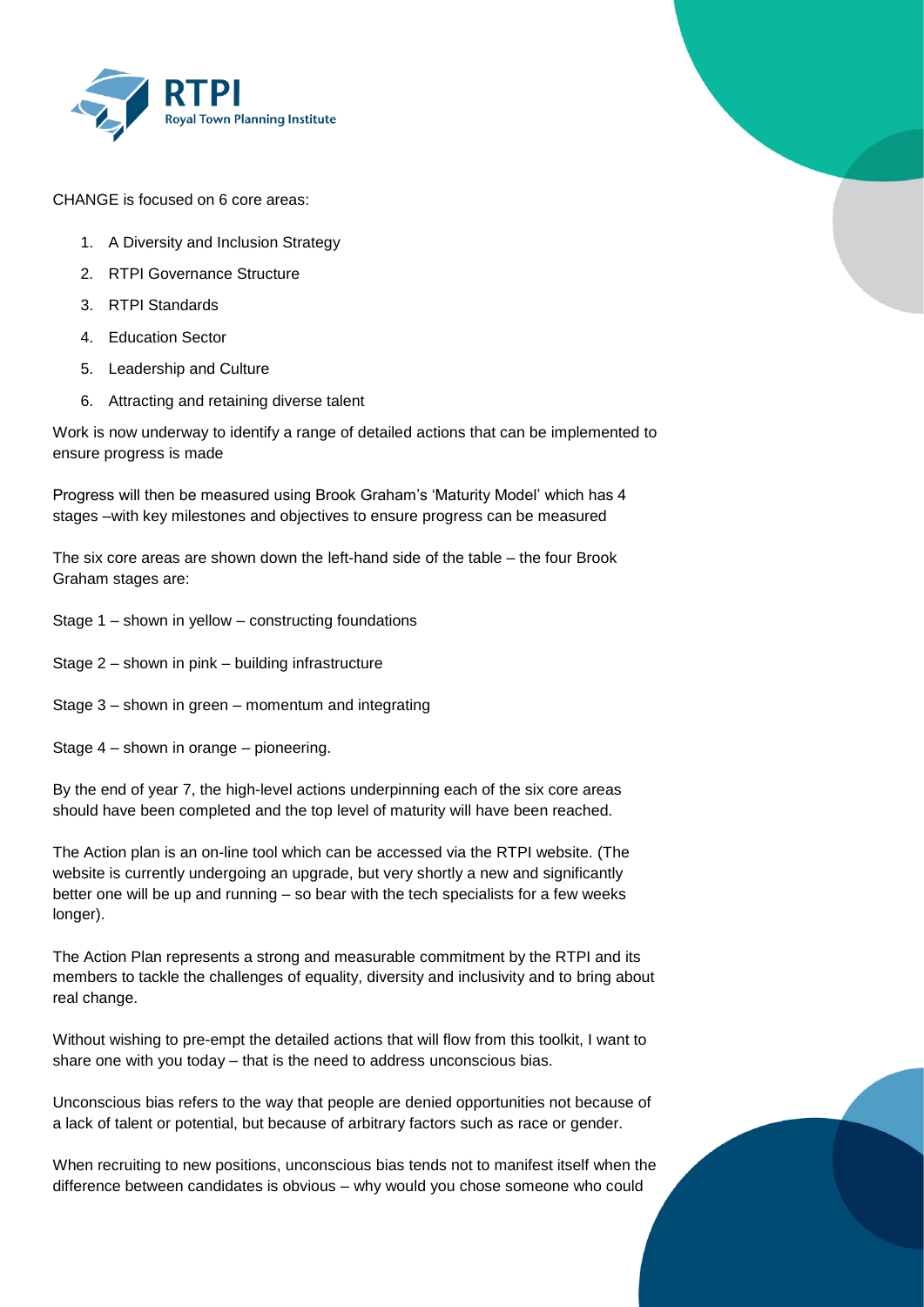CHANGE is focused on 6 core areas:

1. A Diversity and Inclusion Strategy
2. RTPI Governance Structure
3. RTPI Standards
4. Education Sector
5. Leadership and Culture
6. Attracting and retaining diverse talent

Work is now underway to identify a range of detailed actions that can be implemented to ensure progress is made

Progress will then be measured using Brook Graham's 'Maturity Model' which has 4 stages –with key milestones and objectives to ensure progress can be measured

The six core areas are shown down the left-hand side of the table – the four Brook Graham stages are:

Stage 1 – shown in yellow – constructing foundations

Stage 2 – shown in pink – building infrastructure

Stage 3 – shown in green – momentum and integrating

Stage 4 – shown in orange – pioneering.

By the end of year 7, the high-level actions underpinning each of the six core areas should have been completed and the top level of maturity will have been reached.

The Action plan is an on-line tool which can be accessed via the RTPI website. (The website is currently undergoing an upgrade, but very shortly a new and significantly better one will be up and running – so bear with the tech specialists for a few weeks longer).

The Action Plan represents a strong and measurable commitment by the RTPI and its members to tackle the challenges of equality, diversity and inclusivity and to bring about real change.

Without wishing to pre-empt the detailed actions that will flow from this toolkit, I want to share one with you today – that is the need to address unconscious bias.

Unconscious bias refers to the way that people are denied opportunities not because of a lack of talent or potential, but because of arbitrary factors such as race or gender.

When recruiting to new positions, unconscious bias tends not to manifest itself when the difference between candidates is obvious – why would you chose someone who could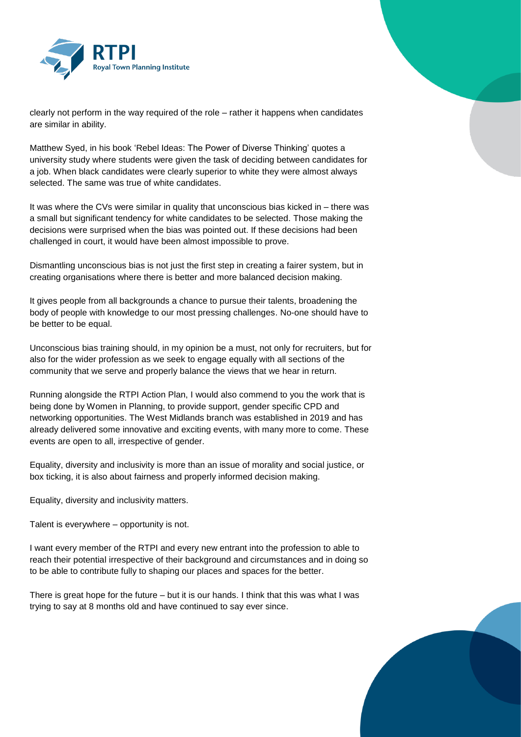clearly not perform in the way required of the role – rather it happens when candidates are similar in ability.

Matthew Syed, in his book 'Rebel Ideas: The Power of Diverse Thinking' quotes a university study where students were given the task of deciding between candidates for a job. When black candidates were clearly superior to white they were almost always selected. The same was true of white candidates.

It was where the CVs were similar in quality that unconscious bias kicked in – there was a small but significant tendency for white candidates to be selected. Those making the decisions were surprised when the bias was pointed out. If these decisions had been challenged in court, it would have been almost impossible to prove.

Dismantling unconscious bias is not just the first step in creating a fairer system, but in creating organisations where there is better and more balanced decision making.

It gives people from all backgrounds a chance to pursue their talents, broadening the body of people with knowledge to our most pressing challenges. No-one should have to be better to be equal.

Unconscious bias training should, in my opinion be a must, not only for recruiters, but for also for the wider profession as we seek to engage equally with all sections of the community that we serve and properly balance the views that we hear in return.

Running alongside the RTPI Action Plan, I would also commend to you the work that is being done by Women in Planning, to provide support, gender specific CPD and networking opportunities. The West Midlands branch was established in 2019 and has already delivered some innovative and exciting events, with many more to come. These events are open to all, irrespective of gender.

Equality, diversity and inclusivity is more than an issue of morality and social justice, or box ticking, it is also about fairness and properly informed decision making.

Equality, diversity and inclusivity matters.

Talent is everywhere – opportunity is not.

I want every member of the RTPI and every new entrant into the profession to able to reach their potential irrespective of their background and circumstances and in doing so to be able to contribute fully to shaping our places and spaces for the better.

There is great hope for the future – but it is our hands. I think that this was what I was trying to say at 8 months old and have continued to say ever since.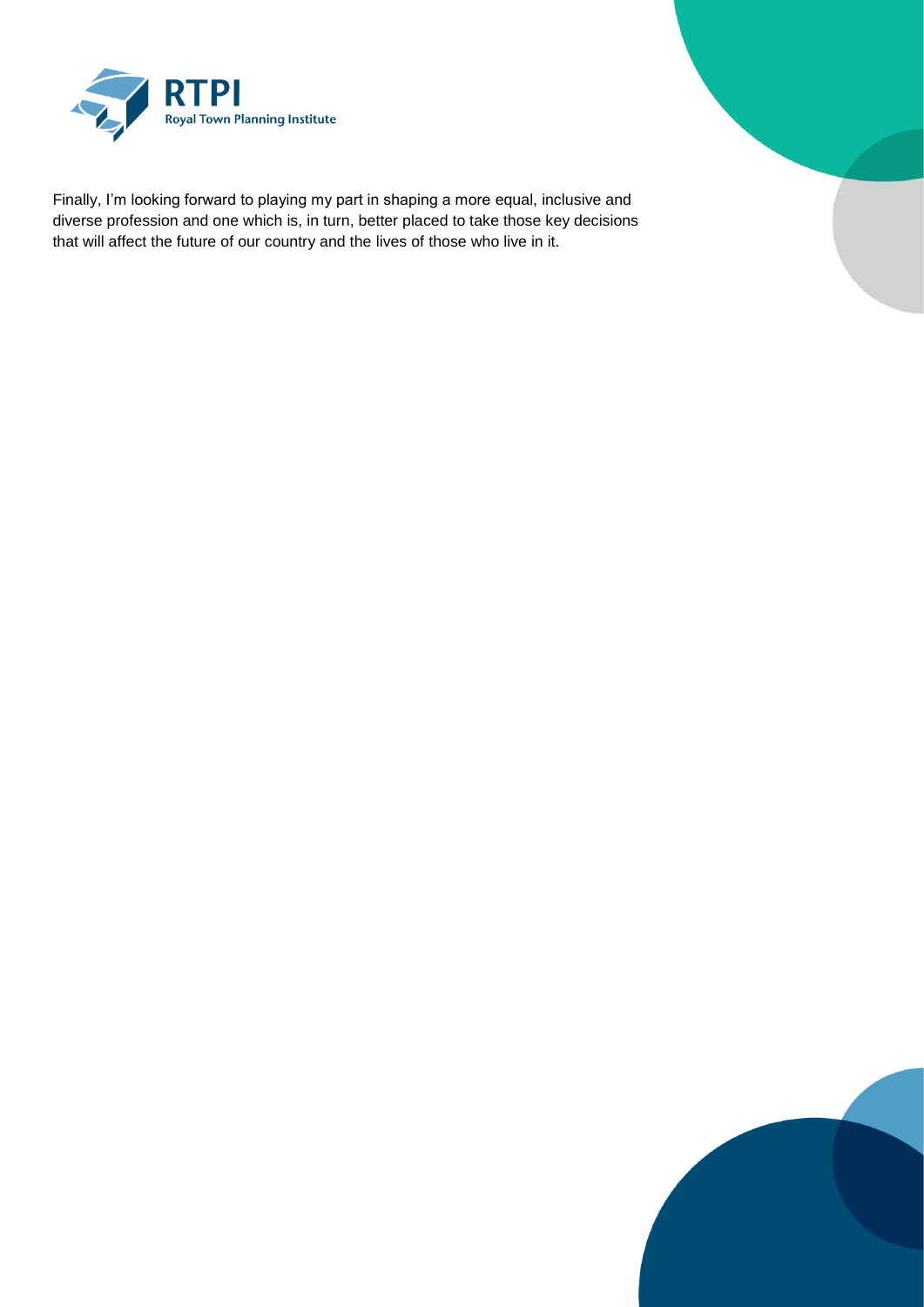Finally, I'm looking forward to playing my part in shaping a more equal, inclusive and diverse profession and one which is, in turn, better placed to take those key decisions that will affect the future of our country and the lives of those who live in it.